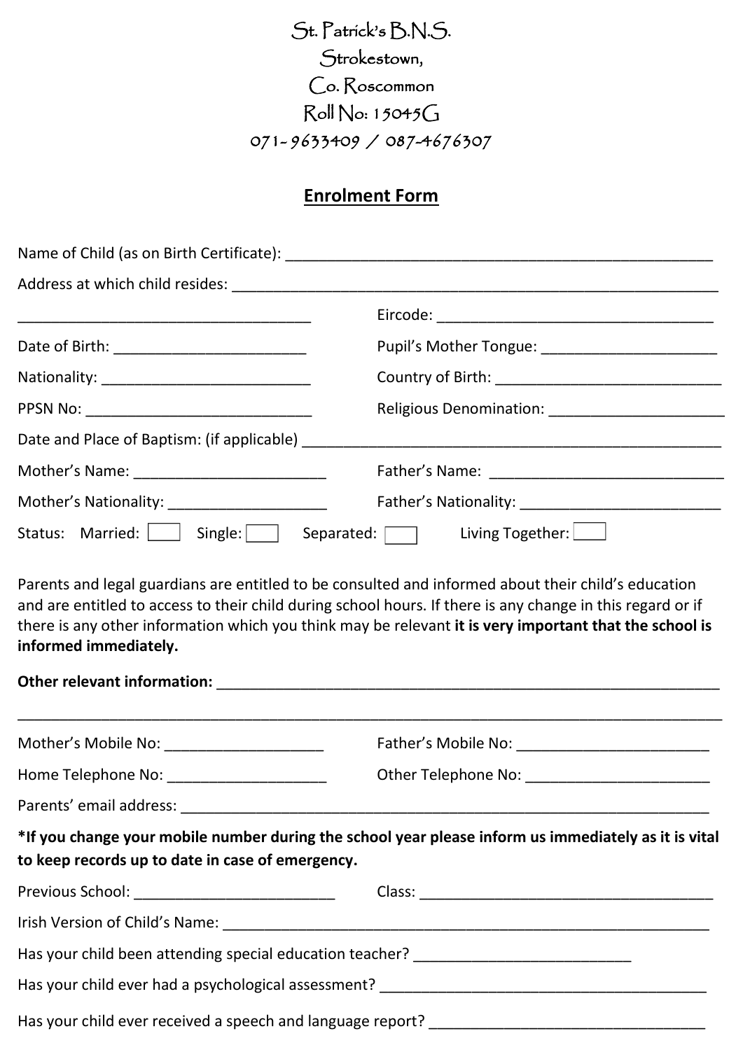St. Patrick's B.N.S.
Strokestown,
Co. Roscommon
Roll No: 15045G
071-9633409 / 087-4676307

## Enrolment Form

Name of Child (as on Birth Certificate): ___________________________________________________

Address at which child resides: __________________________________________________________

____________________________________ Eircode: __________________________________

Date of Birth: _______________________ Pupil's Mother Tongue: _____________________

Nationality: _________________________ Country of Birth: _____________________________

PPSN No: ____________________________ Religious Denomination: _____________________

Date and Place of Baptism: (if applicable) ____________________________________________

Mother's Name: ______________________ Father's Name: _____________________________

Mother's Nationality: __________________ Father's Nationality: ________________________

Status: Married: [ ] Single: [ ] Separated: [ ] Living Together: [ ]

Parents and legal guardians are entitled to be consulted and informed about their child's education and are entitled to access to their child during school hours. If there is any change in this regard or if there is any other information which you think may be relevant **it is very important that the school is informed immediately.**

**Other relevant information:** ______________________________________________________________

_____________________________________________________________________________________

Mother's Mobile No: ___________________ Father's Mobile No: ________________________

Home Telephone No: ___________________ Other Telephone No: _______________________

Parents' email address: ______________________________________________________________

**\*If you change your mobile number during the school year please inform us immediately as it is vital to keep records up to date in case of emergency.**

Previous School: ________________________ Class: _____________________________________

Irish Version of Child's Name: _______________________________________________________

Has your child been attending special education teacher? ___________________________

Has your child ever had a psychological assessment? ________________________________

Has your child ever received a speech and language report? ___________________________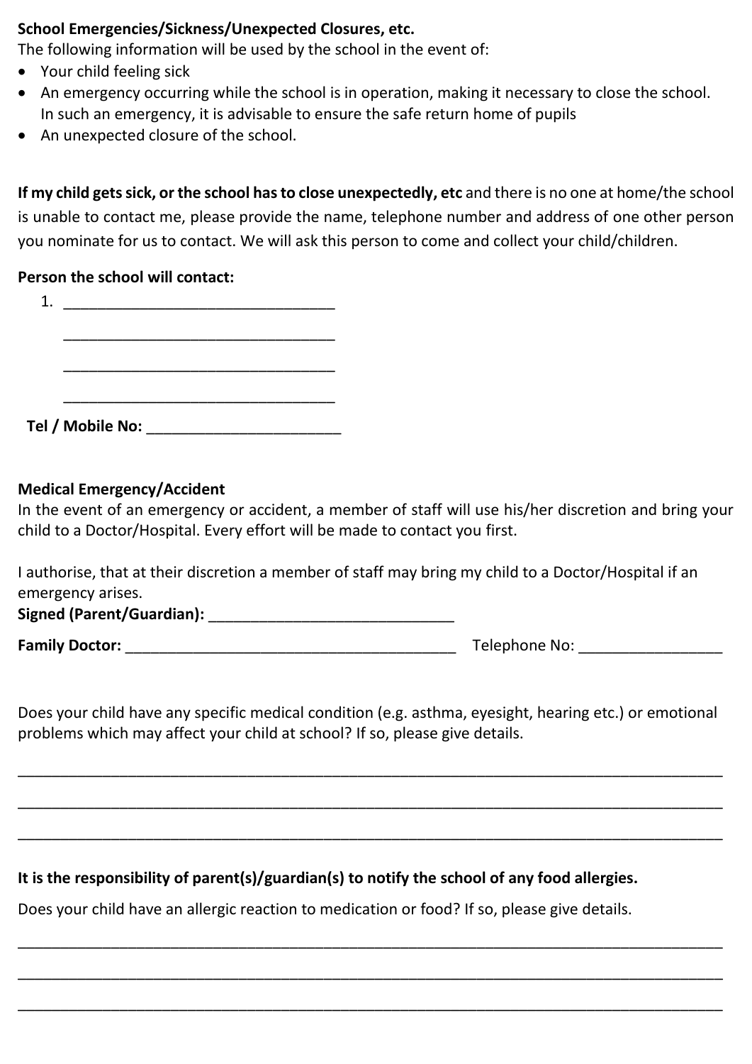**School Emergencies/Sickness/Unexpected Closures, etc.**

The following information will be used by the school in the event of:

- Your child feeling sick
- An emergency occurring while the school is in operation, making it necessary to close the school. In such an emergency, it is advisable to ensure the safe return home of pupils
- An unexpected closure of the school.

**If my child gets sick, or the school has to close unexpectedly, etc** and there is no one at home/the school is unable to contact me, please provide the name, telephone number and address of one other person you nominate for us to contact. We will ask this person to come and collect your child/children.

**Person the school will contact:**

1. ________________________________

   ________________________________

   ________________________________

   ________________________________

**Tel / Mobile No:** ______________________

**Medical Emergency/Accident**

In the event of an emergency or accident, a member of staff will use his/her discretion and bring your child to a Doctor/Hospital. Every effort will be made to contact you first.

I authorise, that at their discretion a member of staff may bring my child to a Doctor/Hospital if an emergency arises.

**Signed (Parent/Guardian):** ____________________________

**Family Doctor:** ________________________________________ Telephone No: ________________

Does your child have any specific medical condition (e.g. asthma, eyesight, hearing etc.) or emotional problems which may affect your child at school? If so, please give details.

_______________________________________________________________________________

_______________________________________________________________________________

_______________________________________________________________________________

**It is the responsibility of parent(s)/guardian(s) to notify the school of any food allergies.**

Does your child have an allergic reaction to medication or food? If so, please give details.

_______________________________________________________________________________

_______________________________________________________________________________

_______________________________________________________________________________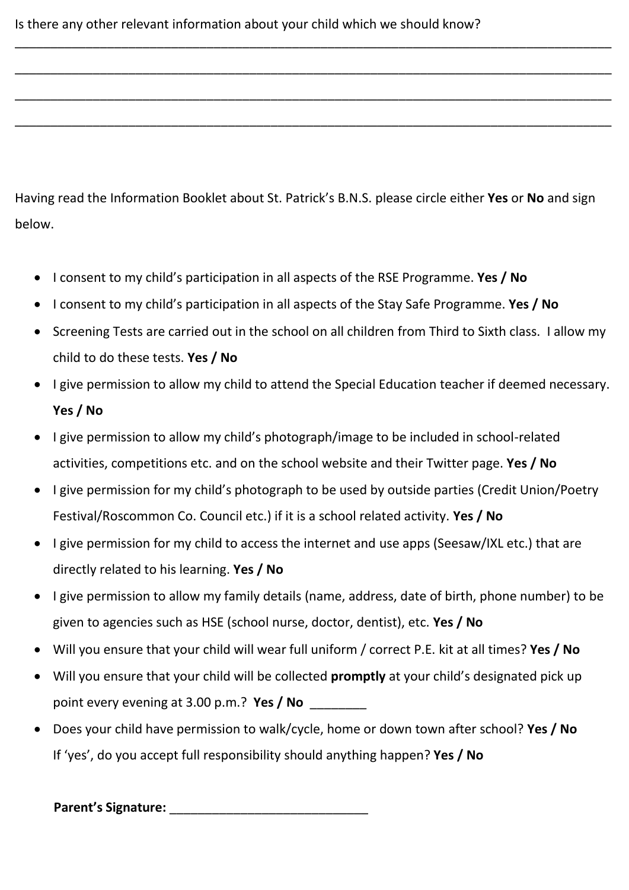Is there any other relevant information about your child which we should know?

___________________________________________________________________________

___________________________________________________________________________

___________________________________________________________________________

___________________________________________________________________________

Having read the Information Booklet about St. Patrick's B.N.S. please circle either **Yes** or **No** and sign below.

- I consent to my child's participation in all aspects of the RSE Programme. **Yes / No**
- I consent to my child's participation in all aspects of the Stay Safe Programme. **Yes / No**
- Screening Tests are carried out in the school on all children from Third to Sixth class. I allow my child to do these tests. **Yes / No**
- I give permission to allow my child to attend the Special Education teacher if deemed necessary. **Yes / No**
- I give permission to allow my child's photograph/image to be included in school-related activities, competitions etc. and on the school website and their Twitter page. **Yes / No**
- I give permission for my child's photograph to be used by outside parties (Credit Union/Poetry Festival/Roscommon Co. Council etc.) if it is a school related activity. **Yes / No**
- I give permission for my child to access the internet and use apps (Seesaw/IXL etc.) that are directly related to his learning. **Yes / No**
- I give permission to allow my family details (name, address, date of birth, phone number) to be given to agencies such as HSE (school nurse, doctor, dentist), etc. **Yes / No**
- Will you ensure that your child will wear full uniform / correct P.E. kit at all times? **Yes / No**
- Will you ensure that your child will be collected **promptly** at your child's designated pick up point every evening at 3.00 p.m.? **Yes / No** ________
- Does your child have permission to walk/cycle, home or down town after school? **Yes / No**
  If 'yes', do you accept full responsibility should anything happen? **Yes / No**

**Parent's Signature:** ____________________________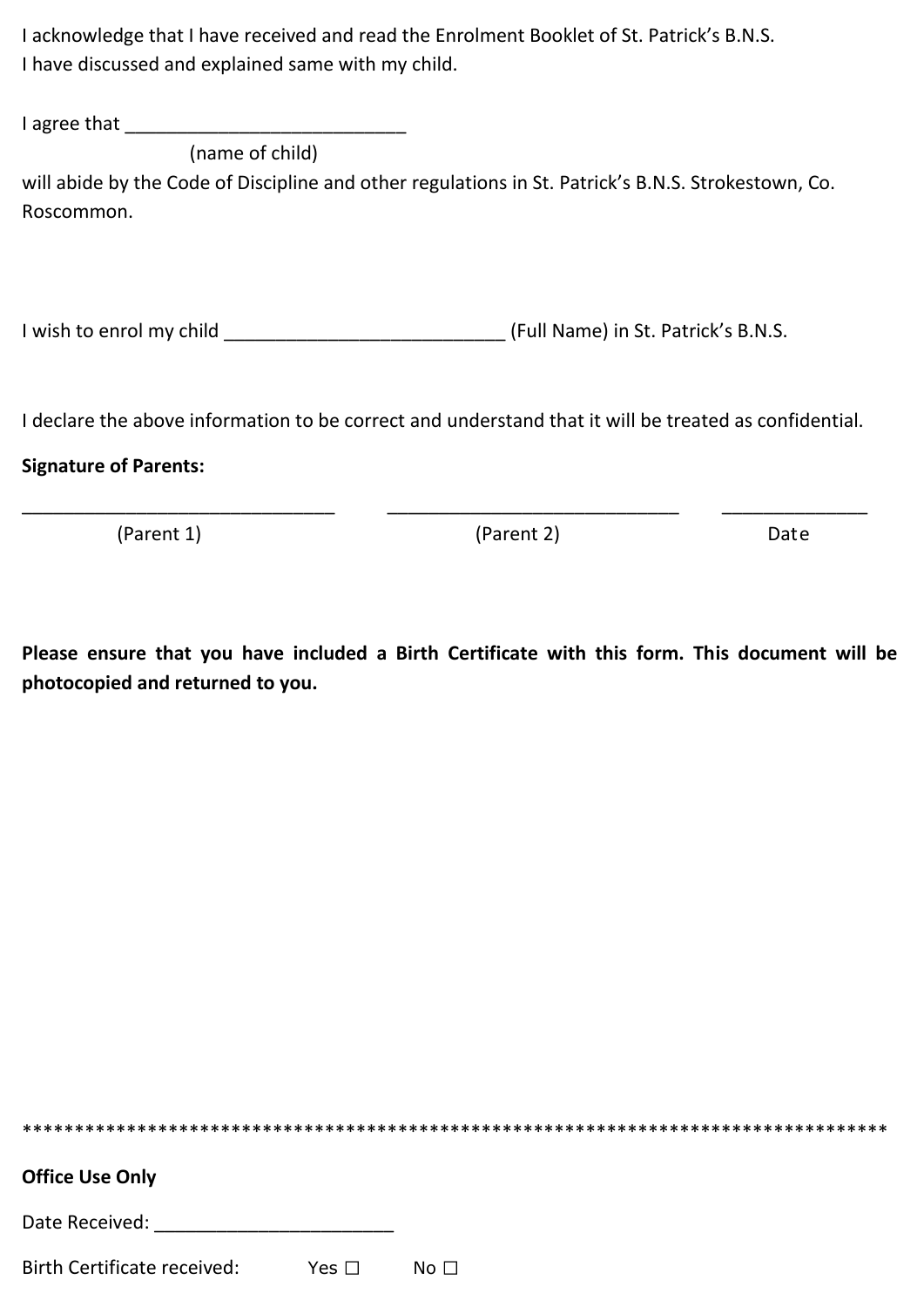I acknowledge that I have received and read the Enrolment Booklet of St. Patrick's B.N.S.
I have discussed and explained same with my child.

I agree that ____________________________
(name of child)
will abide by the Code of Discipline and other regulations in St. Patrick's B.N.S. Strokestown, Co. Roscommon.

I wish to enrol my child ____________________________ (Full Name) in St. Patrick's B.N.S.

I declare the above information to be correct and understand that it will be treated as confidential.

**Signature of Parents:**

| | | |
|---|---|---|
| ________________________________ | ______________________________ | ______________ |
| (Parent 1) | (Parent 2) | Date |

**Please ensure that you have included a Birth Certificate with this form. This document will be photocopied and returned to you.**

*************************************************************************************

**Office Use Only**

Date Received: ________________________

Birth Certificate received: Yes ☐ No ☐